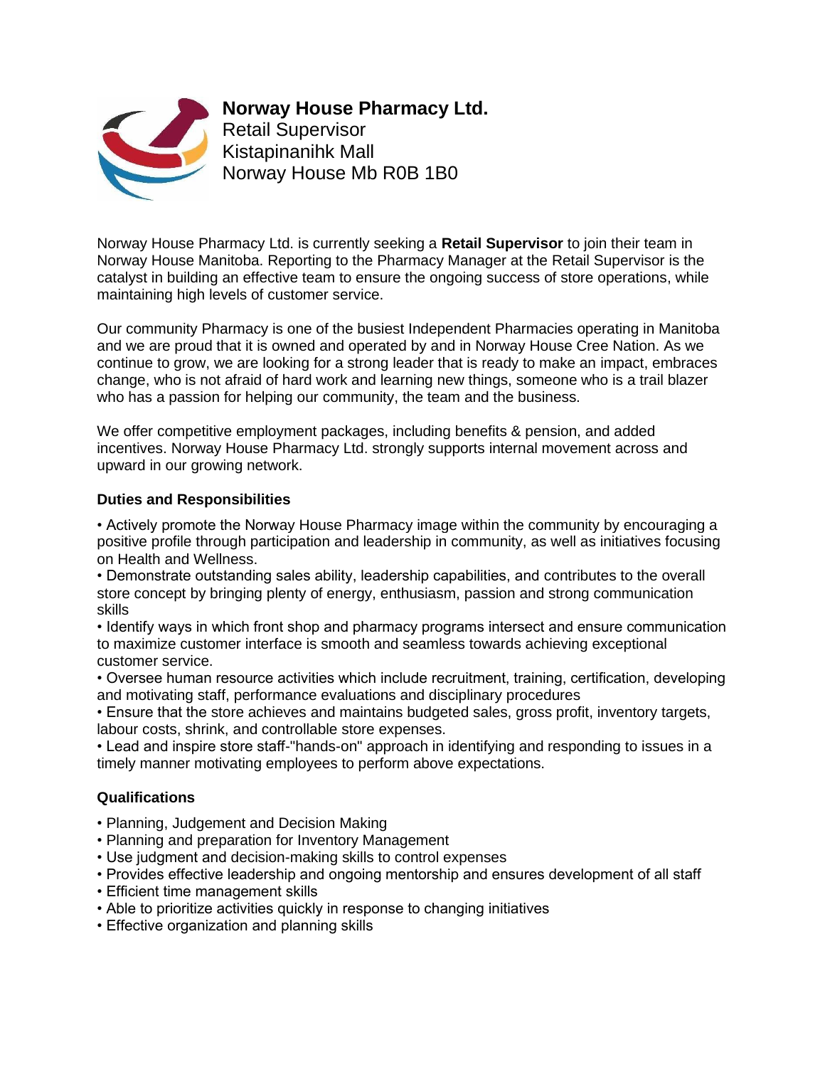**Norway House Pharmacy Ltd.**
Retail Supervisor
Kistapinanihk Mall
Norway House Mb R0B 1B0

Norway House Pharmacy Ltd. is currently seeking a **Retail Supervisor** to join their team in Norway House Manitoba. Reporting to the Pharmacy Manager at the Retail Supervisor is the catalyst in building an effective team to ensure the ongoing success of store operations, while maintaining high levels of customer service.

Our community Pharmacy is one of the busiest Independent Pharmacies operating in Manitoba and we are proud that it is owned and operated by and in Norway House Cree Nation. As we continue to grow, we are looking for a strong leader that is ready to make an impact, embraces change, who is not afraid of hard work and learning new things, someone who is a trail blazer who has a passion for helping our community, the team and the business.

We offer competitive employment packages, including benefits & pension, and added incentives. Norway House Pharmacy Ltd. strongly supports internal movement across and upward in our growing network.

**Duties and Responsibilities**

- Actively promote the Norway House Pharmacy image within the community by encouraging a positive profile through participation and leadership in community, as well as initiatives focusing on Health and Wellness.
- Demonstrate outstanding sales ability, leadership capabilities, and contributes to the overall store concept by bringing plenty of energy, enthusiasm, passion and strong communication skills
- Identify ways in which front shop and pharmacy programs intersect and ensure communication to maximize customer interface is smooth and seamless towards achieving exceptional customer service.
- Oversee human resource activities which include recruitment, training, certification, developing and motivating staff, performance evaluations and disciplinary procedures
- Ensure that the store achieves and maintains budgeted sales, gross profit, inventory targets, labour costs, shrink, and controllable store expenses.
- Lead and inspire store staff-"hands-on" approach in identifying and responding to issues in a timely manner motivating employees to perform above expectations.

**Qualifications**

- Planning, Judgement and Decision Making
- Planning and preparation for Inventory Management
- Use judgment and decision-making skills to control expenses
- Provides effective leadership and ongoing mentorship and ensures development of all staff
- Efficient time management skills
- Able to prioritize activities quickly in response to changing initiatives
- Effective organization and planning skills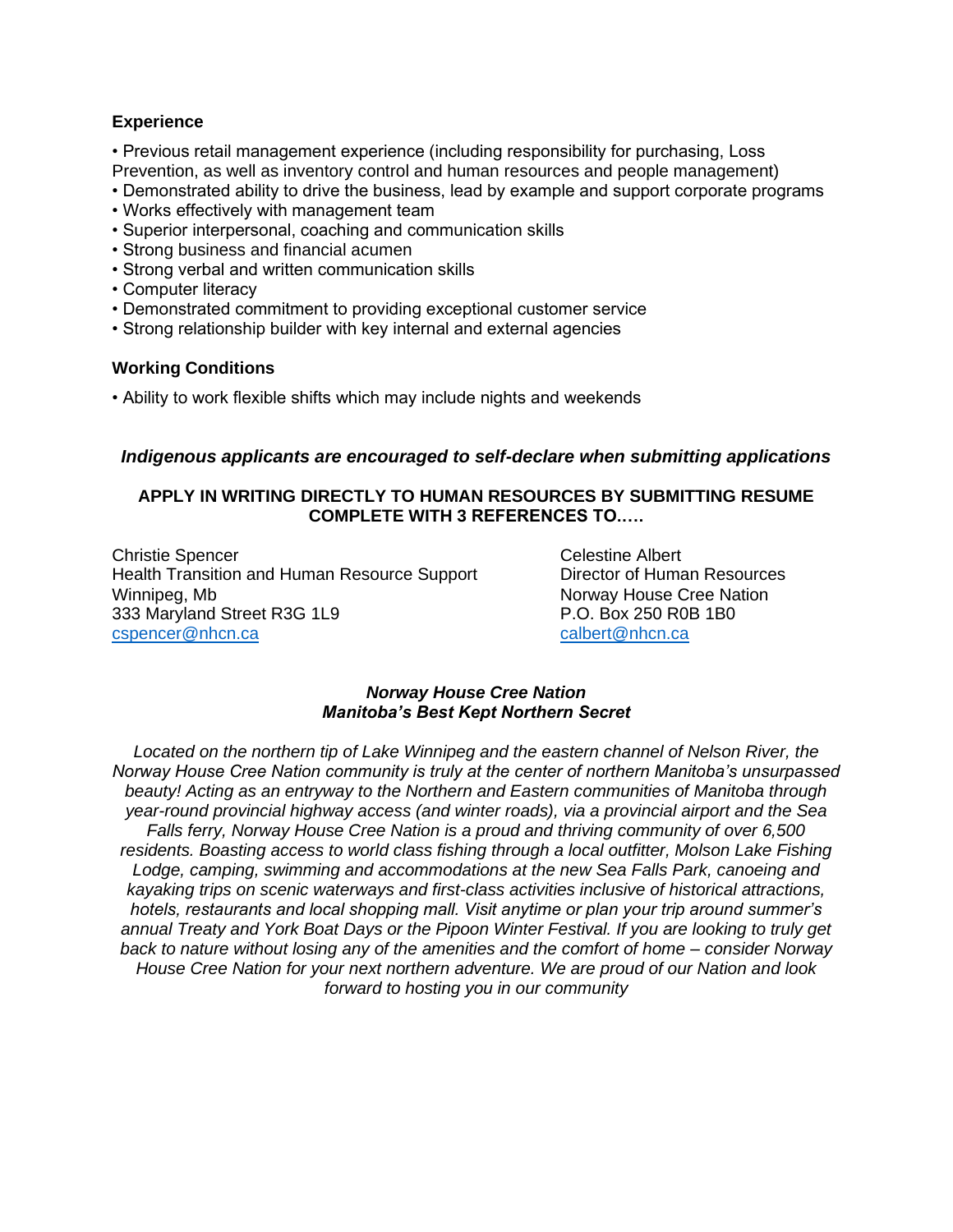### Experience

- Previous retail management experience (including responsibility for purchasing, Loss Prevention, as well as inventory control and human resources and people management)
- Demonstrated ability to drive the business, lead by example and support corporate programs
- Works effectively with management team
- Superior interpersonal, coaching and communication skills
- Strong business and financial acumen
- Strong verbal and written communication skills
- Computer literacy
- Demonstrated commitment to providing exceptional customer service
- Strong relationship builder with key internal and external agencies

### Working Conditions

- Ability to work flexible shifts which may include nights and weekends

***Indigenous applicants are encouraged to self-declare when submitting applications***

**APPLY IN WRITING DIRECTLY TO HUMAN RESOURCES BY SUBMITTING RESUME COMPLETE WITH 3 REFERENCES TO…..**

Christie Spencer
Health Transition and Human Resource Support
Winnipeg, Mb
333 Maryland Street R3G 1L9
cspencer@nhcn.ca

Celestine Albert
Director of Human Resources
Norway House Cree Nation
P.O. Box 250 R0B 1B0
calbert@nhcn.ca

***Norway House Cree Nation***
***Manitoba's Best Kept Northern Secret***

*Located on the northern tip of Lake Winnipeg and the eastern channel of Nelson River, the Norway House Cree Nation community is truly at the center of northern Manitoba's unsurpassed beauty! Acting as an entryway to the Northern and Eastern communities of Manitoba through year-round provincial highway access (and winter roads), via a provincial airport and the Sea Falls ferry, Norway House Cree Nation is a proud and thriving community of over 6,500 residents. Boasting access to world class fishing through a local outfitter, Molson Lake Fishing Lodge, camping, swimming and accommodations at the new Sea Falls Park, canoeing and kayaking trips on scenic waterways and first-class activities inclusive of historical attractions, hotels, restaurants and local shopping mall. Visit anytime or plan your trip around summer's annual Treaty and York Boat Days or the Pipoon Winter Festival. If you are looking to truly get back to nature without losing any of the amenities and the comfort of home – consider Norway House Cree Nation for your next northern adventure. We are proud of our Nation and look forward to hosting you in our community*